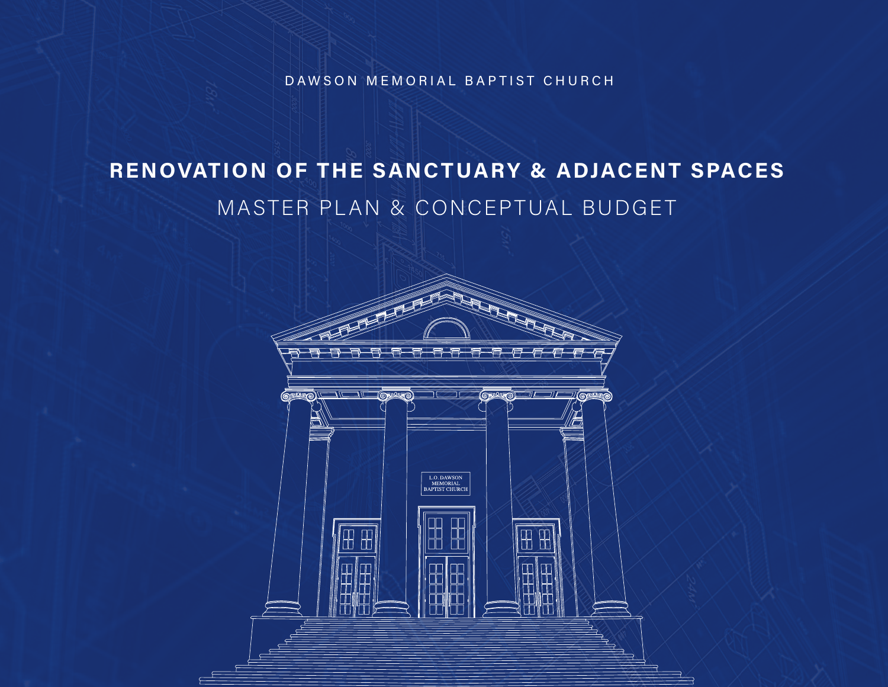DAWSON MEMORIAL BAPTIST CHURCH

# RENOVATION OF THE SANCTUARY & ADJACENT SPACES

## MASTER PLAN & CONCEPTUAL BUDGET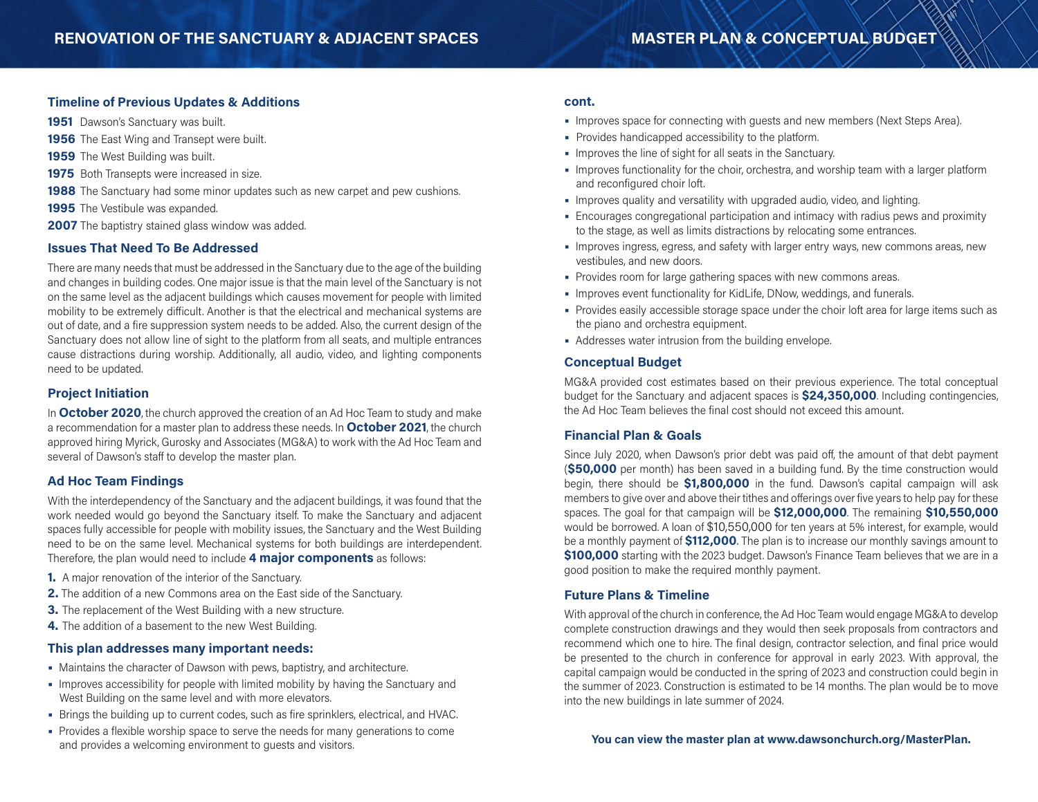# RENOVATION OF THE SANCTUARY & ADJACENT SPACES

# MASTER PLAN & CONCEPTUAL BUDGET

## Timeline of Previous Updates & Additions

**1951** Dawson's Sanctuary was built.

**1956** The East Wing and Transept were built.

**1959** The West Building was built.

**1975** Both Transepts were increased in size.

**1988** The Sanctuary had some minor updates such as new carpet and pew cushions.

**1995** The Vestibule was expanded.

**2007** The baptistry stained glass window was added.

## Issues That Need To Be Addressed

There are many needs that must be addressed in the Sanctuary due to the age of the building and changes in building codes. One major issue is that the main level of the Sanctuary is not on the same level as the adjacent buildings which causes movement for people with limited mobility to be extremely difficult. Another is that the electrical and mechanical systems are out of date, and a fire suppression system needs to be added. Also, the current design of the Sanctuary does not allow line of sight to the platform from all seats, and multiple entrances cause distractions during worship. Additionally, all audio, video, and lighting components need to be updated.

## Project Initiation

In **October 2020**, the church approved the creation of an Ad Hoc Team to study and make a recommendation for a master plan to address these needs. In **October 2021**, the church approved hiring Myrick, Gurosky and Associates (MG&A) to work with the Ad Hoc Team and several of Dawson's staff to develop the master plan.

## Ad Hoc Team Findings

With the interdependency of the Sanctuary and the adjacent buildings, it was found that the work needed would go beyond the Sanctuary itself. To make the Sanctuary and adjacent spaces fully accessible for people with mobility issues, the Sanctuary and the West Building need to be on the same level. Mechanical systems for both buildings are interdependent. Therefore, the plan would need to include **4 major components** as follows:

1. A major renovation of the interior of the Sanctuary.
2. The addition of a new Commons area on the East side of the Sanctuary.
3. The replacement of the West Building with a new structure.
4. The addition of a basement to the new West Building.

## This plan addresses many important needs:

- Maintains the character of Dawson with pews, baptistry, and architecture.
- Improves accessibility for people with limited mobility by having the Sanctuary and West Building on the same level and with more elevators.
- Brings the building up to current codes, such as fire sprinklers, electrical, and HVAC.
- Provides a flexible worship space to serve the needs for many generations to come and provides a welcoming environment to guests and visitors.

**cont.**

- Improves space for connecting with guests and new members (Next Steps Area).
- Provides handicapped accessibility to the platform.
- Improves the line of sight for all seats in the Sanctuary.
- Improves functionality for the choir, orchestra, and worship team with a larger platform and reconfigured choir loft.
- Improves quality and versatility with upgraded audio, video, and lighting.
- Encourages congregational participation and intimacy with radius pews and proximity to the stage, as well as limits distractions by relocating some entrances.
- Improves ingress, egress, and safety with larger entry ways, new commons areas, new vestibules, and new doors.
- Provides room for large gathering spaces with new commons areas.
- Improves event functionality for KidLife, DNow, weddings, and funerals.
- Provides easily accessible storage space under the choir loft area for large items such as the piano and orchestra equipment.
- Addresses water intrusion from the building envelope.

## Conceptual Budget

MG&A provided cost estimates based on their previous experience. The total conceptual budget for the Sanctuary and adjacent spaces is **$24,350,000**. Including contingencies, the Ad Hoc Team believes the final cost should not exceed this amount.

## Financial Plan & Goals

Since July 2020, when Dawson's prior debt was paid off, the amount of that debt payment (**$50,000** per month) has been saved in a building fund. By the time construction would begin, there should be **$1,800,000** in the fund. Dawson's capital campaign will ask members to give over and above their tithes and offerings over five years to help pay for these spaces. The goal for that campaign will be **$12,000,000**. The remaining **$10,550,000** would be borrowed. A loan of $10,550,000 for ten years at 5% interest, for example, would be a monthly payment of **$112,000**. The plan is to increase our monthly savings amount to **$100,000** starting with the 2023 budget. Dawson's Finance Team believes that we are in a good position to make the required monthly payment.

## Future Plans & Timeline

With approval of the church in conference, the Ad Hoc Team would engage MG&A to develop complete construction drawings and they would then seek proposals from contractors and recommend which one to hire. The final design, contractor selection, and final price would be presented to the church in conference for approval in early 2023. With approval, the capital campaign would be conducted in the spring of 2023 and construction could begin in the summer of 2023. Construction is estimated to be 14 months. The plan would be to move into the new buildings in late summer of 2024.

**You can view the master plan at www.dawsonchurch.org/MasterPlan.**